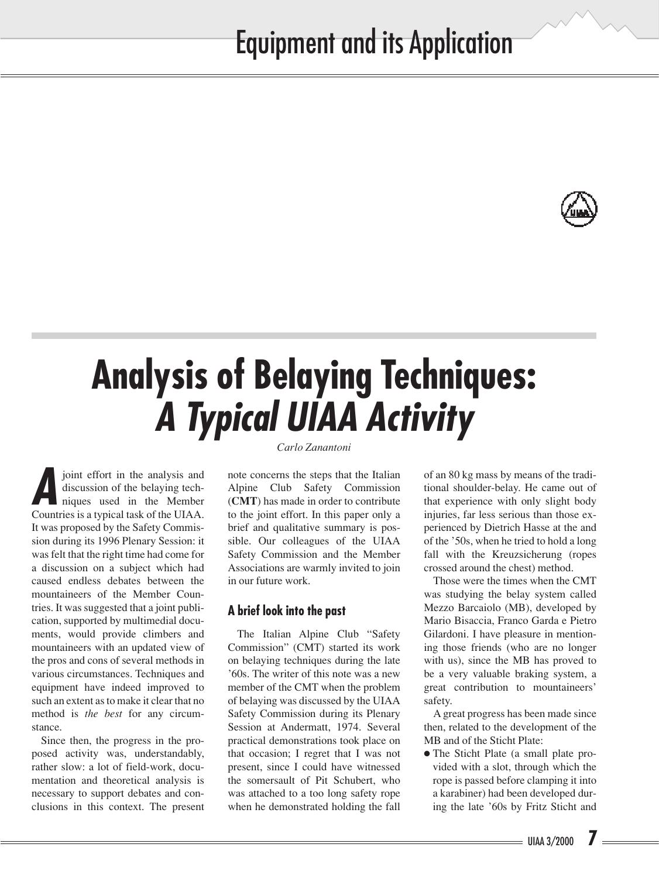# Analysis of Belaying Techniques: *A Typical UIAA Activity*

*Carlo Zanantoni*

A joint effort in the analysis and discussion of the belaying techniques used in the Member Countries is a typical task of the UIAA. It was proposed by the Safety Commission during its 1996 Plenary Session: it was felt that the right time had come for a discussion on a subject which had caused endless debates between the mountaineers of the Member Countries. It was suggested that a joint publication, supported by multimedial documents, would provide climbers and mountaineers with an updated view of the pros and cons of several methods in various circumstances. Techniques and equipment have indeed improved to such an extent as to make it clear that no method is *the best* for any circumstance.

Since then, the progress in the proposed activity was, understandably, rather slow: a lot of field-work, documentation and theoretical analysis is necessary to support debates and conclusions in this context. The present note concerns the steps that the Italian Alpine Club Safety Commission (**CMT**) has made in order to contribute to the joint effort. In this paper only a brief and qualitative summary is possible. Our colleagues of the UIAA Safety Commission and the Member Associations are warmly invited to join in our future work.

## A brief look into the past

The Italian Alpine Club "Safety Commission" (CMT) started its work on belaying techniques during the late '60s. The writer of this note was a new member of the CMT when the problem of belaying was discussed by the UIAA Safety Commission during its Plenary Session at Andermatt, 1974. Several practical demonstrations took place on that occasion; I regret that I was not present, since I could have witnessed the somersault of Pit Schubert, who was attached to a too long safety rope when he demonstrated holding the fall of an 80 kg mass by means of the traditional shoulder-belay. He came out of that experience with only slight body injuries, far less serious than those experienced by Dietrich Hasse at the and of the '50s, when he tried to hold a long fall with the Kreuzsicherung (ropes crossed around the chest) method.

Those were the times when the CMT was studying the belay system called Mezzo Barcaiolo (MB), developed by Mario Bisaccia, Franco Garda e Pietro Gilardoni. I have pleasure in mentioning those friends (who are no longer with us), since the MB has proved to be a very valuable braking system, a great contribution to mountaineers' safety.

A great progress has been made since then, related to the development of the MB and of the Sticht Plate:

- The Sticht Plate (a small plate provided with a slot, through which the rope is passed before clamping it into a karabiner) had been developed during the late '60s by Fritz Sticht and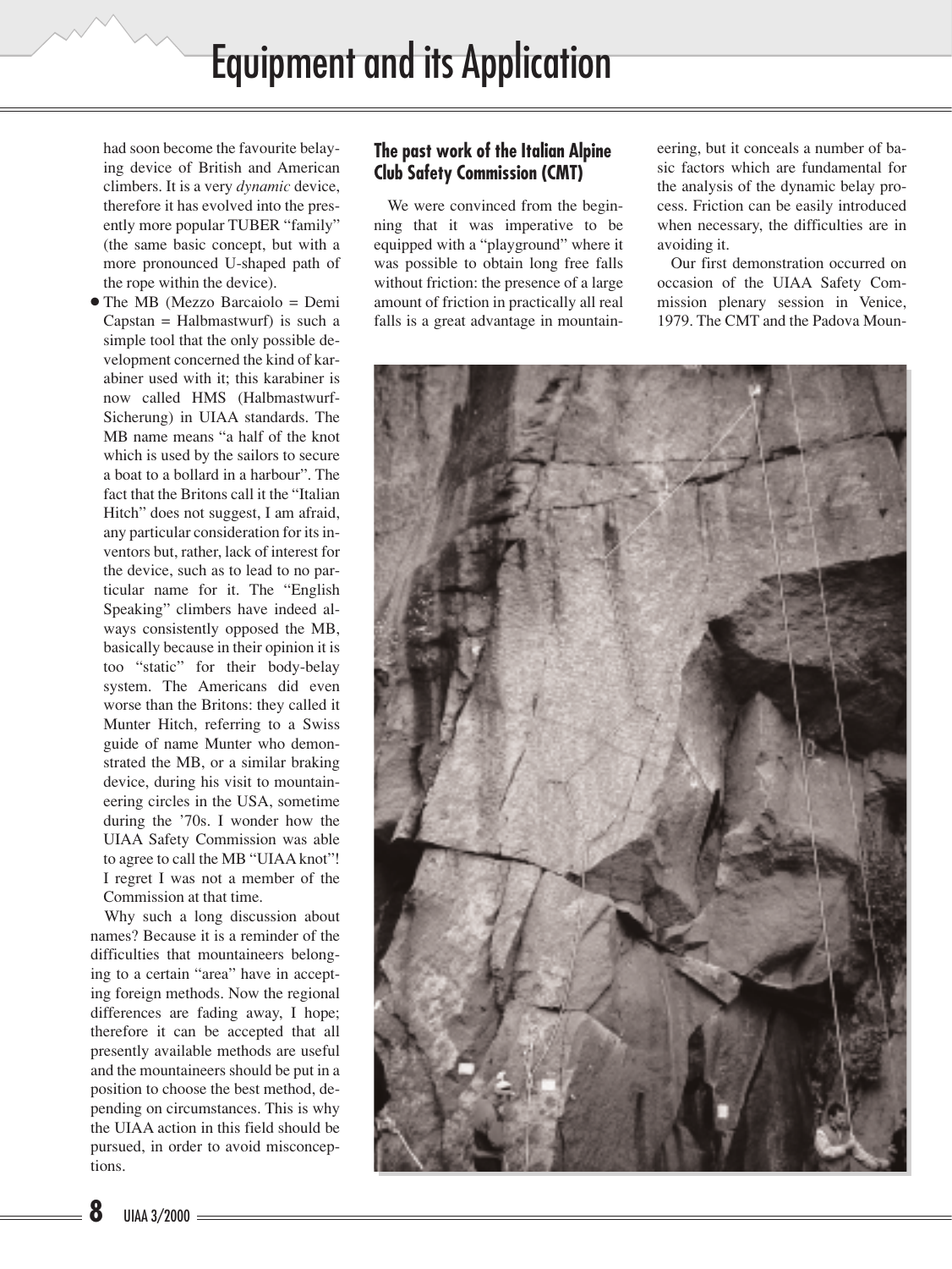had soon become the favourite belaying device of British and American climbers. It is a very *dynamic* device, therefore it has evolved into the presently more popular TUBER "family" (the same basic concept, but with a more pronounced U-shaped path of the rope within the device).

- The MB (Mezzo Barcaiolo = Demi Capstan = Halbmastwurf) is such a simple tool that the only possible development concerned the kind of karabiner used with it; this karabiner is now called HMS (Halbmastwurf-Sicherung) in UIAA standards. The MB name means "a half of the knot which is used by the sailors to secure a boat to a bollard in a harbour". The fact that the Britons call it the "Italian Hitch" does not suggest, I am afraid, any particular consideration for its inventors but, rather, lack of interest for the device, such as to lead to no particular name for it. The "English Speaking" climbers have indeed always consistently opposed the MB, basically because in their opinion it is too "static" for their body-belay system. The Americans did even worse than the Britons: they called it Munter Hitch, referring to a Swiss guide of name Munter who demonstrated the MB, or a similar braking device, during his visit to mountaineering circles in the USA, sometime during the '70s. I wonder how the UIAA Safety Commission was able to agree to call the MB "UIAA knot"! I regret I was not a member of the Commission at that time.

Why such a long discussion about names? Because it is a reminder of the difficulties that mountaineers belonging to a certain "area" have in accepting foreign methods. Now the regional differences are fading away, I hope; therefore it can be accepted that all presently available methods are useful and the mountaineers should be put in a position to choose the best method, depending on circumstances. This is why the UIAA action in this field should be pursued, in order to avoid misconceptions.

## The past work of the Italian Alpine Club Safety Commission (CMT)

We were convinced from the beginning that it was imperative to be equipped with a "playground" where it was possible to obtain long free falls without friction: the presence of a large amount of friction in practically all real falls is a great advantage in mountaineering, but it conceals a number of basic factors which are fundamental for the analysis of the dynamic belay process. Friction can be easily introduced when necessary, the difficulties are in avoiding it.

Our first demonstration occurred on occasion of the UIAA Safety Commission plenary session in Venice, 1979. The CMT and the Padova Moun-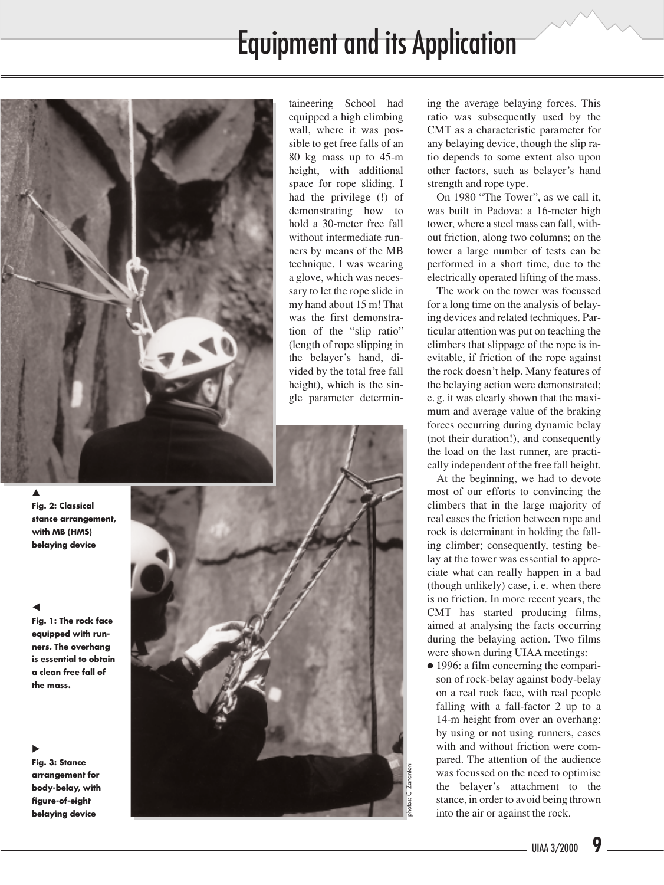taineering School had equipped a high climbing wall, where it was possible to get free falls of an 80 kg mass up to 45-m height, with additional space for rope sliding. I had the privilege (!) of demonstrating how to hold a 30-meter free fall without intermediate runners by means of the MB technique. I was wearing a glove, which was necessary to let the rope slide in my hand about 15 m! That was the first demonstration of the "slip ratio" (length of rope slipping in the belayer's hand, divided by the total free fall height), which is the single parameter determining the average belaying forces. This ratio was subsequently used by the CMT as a characteristic parameter for any belaying device, though the slip ratio depends to some extent also upon other factors, such as belayer's hand strength and rope type.

On 1980 "The Tower", as we call it, was built in Padova: a 16-meter high tower, where a steel mass can fall, without friction, along two columns; on the tower a large number of tests can be performed in a short time, due to the electrically operated lifting of the mass.

The work on the tower was focussed for a long time on the analysis of belaying devices and related techniques. Particular attention was put on teaching the climbers that slippage of the rope is inevitable, if friction of the rope against the rock doesn't help. Many features of the belaying action were demonstrated; e. g. it was clearly shown that the maximum and average value of the braking forces occurring during dynamic belay (not their duration!), and consequently the load on the last runner, are practically independent of the free fall height.

At the beginning, we had to devote most of our efforts to convincing the climbers that in the large majority of real cases the friction between rope and rock is determinant in holding the falling climber; consequently, testing belay at the tower was essential to appreciate what can really happen in a bad (though unlikely) case, i. e. when there is no friction. In more recent years, the CMT has started producing films, aimed at analysing the facts occurring during the belaying action. Two films were shown during UIAA meetings:

- 1996: a film concerning the comparison of rock-belay against body-belay on a real rock face, with real people falling with a fall-factor 2 up to a 14-m height from over an overhang: by using or not using runners, cases with and without friction were compared. The attention of the audience was focussed on the need to optimise the belayer's attachment to the stance, in order to avoid being thrown into the air or against the rock.

▲ **Fig. 2: Classical stance arrangement, with MB (HMS) belaying device**

◀ **Fig. 1: The rock face equipped with runners. The overhang is essential to obtain a clean free fall of the mass.**

▶ **Fig. 3: Stance arrangement for body-belay, with figure-of-eight belaying device**

photos: C. Zanantoni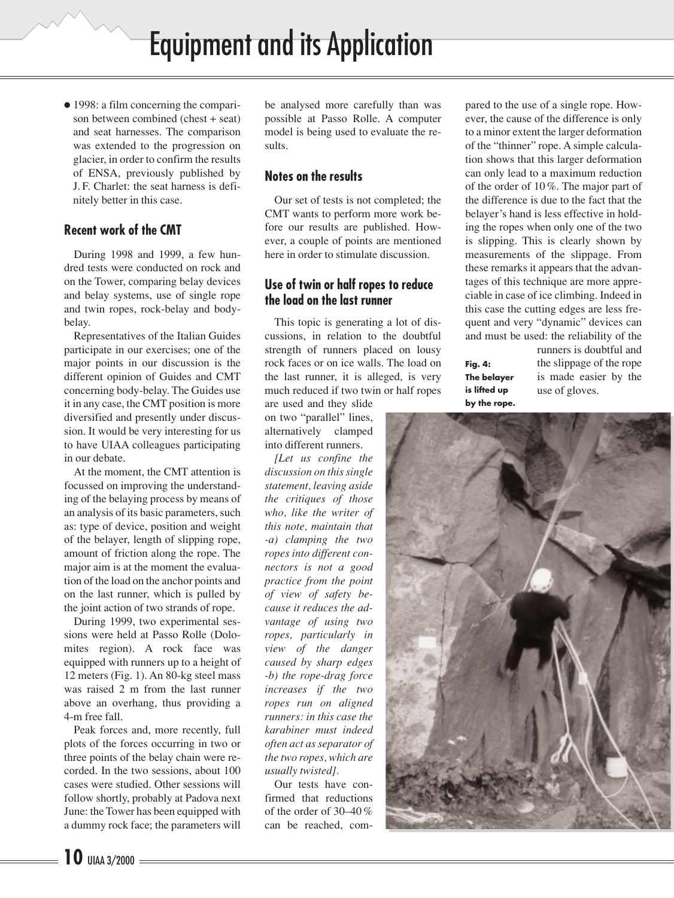- 1998: a film concerning the comparison between combined (chest + seat) and seat harnesses. The comparison was extended to the progression on glacier, in order to confirm the results of ENSA, previously published by J. F. Charlet: the seat harness is definitely better in this case.

## Recent work of the CMT

During 1998 and 1999, a few hundred tests were conducted on rock and on the Tower, comparing belay devices and belay systems, use of single rope and twin ropes, rock-belay and body-belay.

Representatives of the Italian Guides participate in our exercises; one of the major points in our discussion is the different opinion of Guides and CMT concerning body-belay. The Guides use it in any case, the CMT position is more diversified and presently under discussion. It would be very interesting for us to have UIAA colleagues participating in our debate.

At the moment, the CMT attention is focussed on improving the understanding of the belaying process by means of an analysis of its basic parameters, such as: type of device, position and weight of the belayer, length of slipping rope, amount of friction along the rope. The major aim is at the moment the evaluation of the load on the anchor points and on the last runner, which is pulled by the joint action of two strands of rope.

During 1999, two experimental sessions were held at Passo Rolle (Dolomites region). A rock face was equipped with runners up to a height of 12 meters (Fig. 1). An 80-kg steel mass was raised 2 m from the last runner above an overhang, thus providing a 4-m free fall.

Peak forces and, more recently, full plots of the forces occurring in two or three points of the belay chain were recorded. In the two sessions, about 100 cases were studied. Other sessions will follow shortly, probably at Padova next June: the Tower has been equipped with a dummy rock face; the parameters will be analysed more carefully than was possible at Passo Rolle. A computer model is being used to evaluate the results.

## Notes on the results

Our set of tests is not completed; the CMT wants to perform more work before our results are published. However, a couple of points are mentioned here in order to stimulate discussion.

## Use of twin or half ropes to reduce the load on the last runner

This topic is generating a lot of discussions, in relation to the doubtful strength of runners placed on lousy rock faces or on ice walls. The load on the last runner, it is alleged, is very much reduced if two twin or half ropes are used and they slide on two "parallel" lines, alternatively clamped into different runners.

*[Let us confine the discussion on this single statement, leaving aside the critiques of those who, like the writer of this note, maintain that -a) clamping the two ropes into different connectors is not a good practice from the point of view of safety because it reduces the advantage of using two ropes, particularly in view of the danger caused by sharp edges -b) the rope-drag force increases if the two ropes run on aligned runners: in this case the karabiner must indeed often act as separator of the two ropes, which are usually twisted].*

Our tests have confirmed that reductions of the order of 30–40 % can be reached, compared to the use of a single rope. However, the cause of the difference is only to a minor extent the larger deformation of the "thinner" rope. A simple calculation shows that this larger deformation can only lead to a maximum reduction of the order of 10 %. The major part of the difference is due to the fact that the belayer's hand is less effective in holding the ropes when only one of the two is slipping. This is clearly shown by measurements of the slippage. From these remarks it appears that the advantages of this technique are more appreciable in case of ice climbing. Indeed in this case the cutting edges are less frequent and very "dynamic" devices can and must be used: the reliability of the runners is doubtful and the slippage of the rope is made easier by the use of gloves.

**Fig. 4: The belayer is lifted up by the rope.**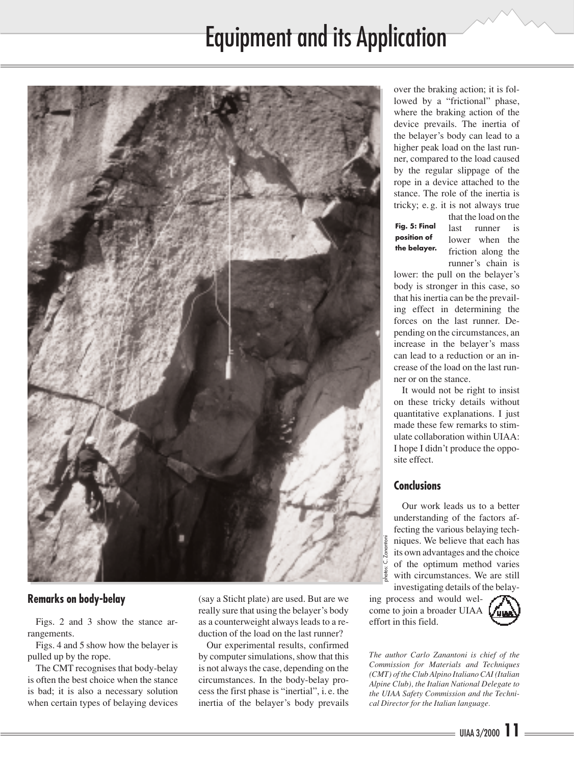over the braking action; it is followed by a "frictional" phase, where the braking action of the device prevails. The inertia of the belayer's body can lead to a higher peak load on the last runner, compared to the load caused by the regular slippage of the rope in a device attached to the stance. The role of the inertia is tricky; e. g. it is not always true that the load on the last runner is lower when the friction along the runner's chain is lower: the pull on the belayer's body is stronger in this case, so that his inertia can be the prevailing effect in determining the forces on the last runner. Depending on the circumstances, an increase in the belayer's mass can lead to a reduction or an increase of the load on the last runner or on the stance.

**Fig. 5: Final position of the belayer.**

photos: C. Zanantoni

It would not be right to insist on these tricky details without quantitative explanations. I just made these few remarks to stimulate collaboration within UIAA: I hope I didn't produce the opposite effect.

## Conclusions

Our work leads us to a better understanding of the factors affecting the various belaying techniques. We believe that each has its own advantages and the choice of the optimum method varies with circumstances. We are still investigating details of the belaying process and would welcome to join a broader UIAA effort in this field.

## Remarks on body-belay

Figs. 2 and 3 show the stance arrangements.

Figs. 4 and 5 show how the belayer is pulled up by the rope.

The CMT recognises that body-belay is often the best choice when the stance is bad; it is also a necessary solution when certain types of belaying devices (say a Sticht plate) are used. But are we really sure that using the belayer's body as a counterweight always leads to a reduction of the load on the last runner?

Our experimental results, confirmed by computer simulations, show that this is not always the case, depending on the circumstances. In the body-belay process the first phase is "inertial", i. e. the inertia of the belayer's body prevails

*The author Carlo Zanantoni is chief of the Commission for Materials and Techniques (CMT) of the Club Alpino Italiano CAI (Italian Alpine Club), the Italian National Delegate to the UIAA Safety Commission and the Technical Director for the Italian language.*